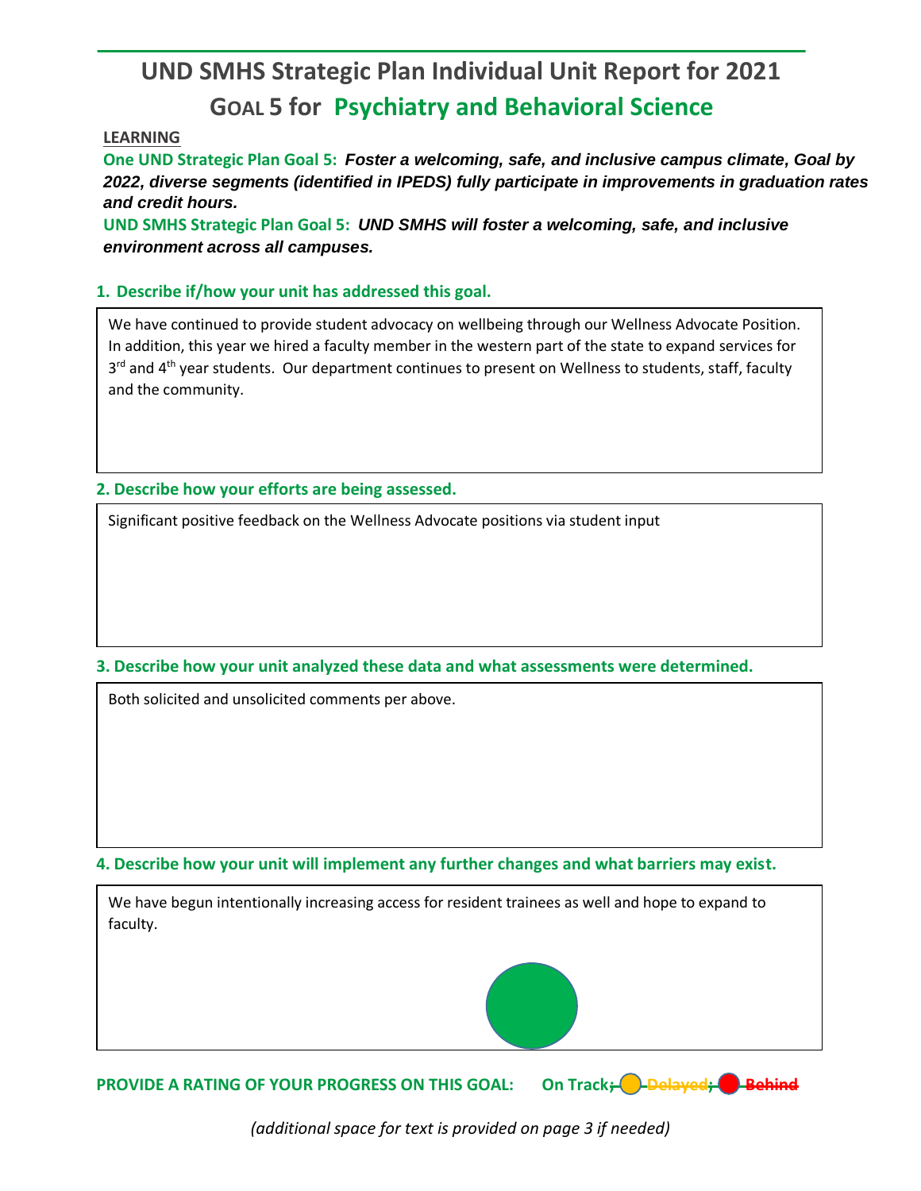# UND SMHS Strategic Plan Individual Unit Report for 2021

## GOAL 5 for Psychiatry and Behavioral Science

**LEARNING**

**One UND Strategic Plan Goal 5:** ***Foster a welcoming, safe, and inclusive campus climate, Goal by 2022, diverse segments (identified in IPEDS) fully participate in improvements in graduation rates and credit hours.***

**UND SMHS Strategic Plan Goal 5:** ***UND SMHS will foster a welcoming, safe, and inclusive environment across all campuses.***

### 1. Describe if/how your unit has addressed this goal.

We have continued to provide student advocacy on wellbeing through our Wellness Advocate Position. In addition, this year we hired a faculty member in the western part of the state to expand services for 3rd and 4th year students. Our department continues to present on Wellness to students, staff, faculty and the community.

### 2. Describe how your efforts are being assessed.

Significant positive feedback on the Wellness Advocate positions via student input

### 3. Describe how your unit analyzed these data and what assessments were determined.

Both solicited and unsolicited comments per above.

### 4. Describe how your unit will implement any further changes and what barriers may exist.

We have begun intentionally increasing access for resident trainees as well and hope to expand to faculty.

**PROVIDE A RATING OF YOUR PROGRESS ON THIS GOAL:** **On Track**; ~~Delayed~~; ~~Behind~~

*(additional space for text is provided on page 3 if needed)*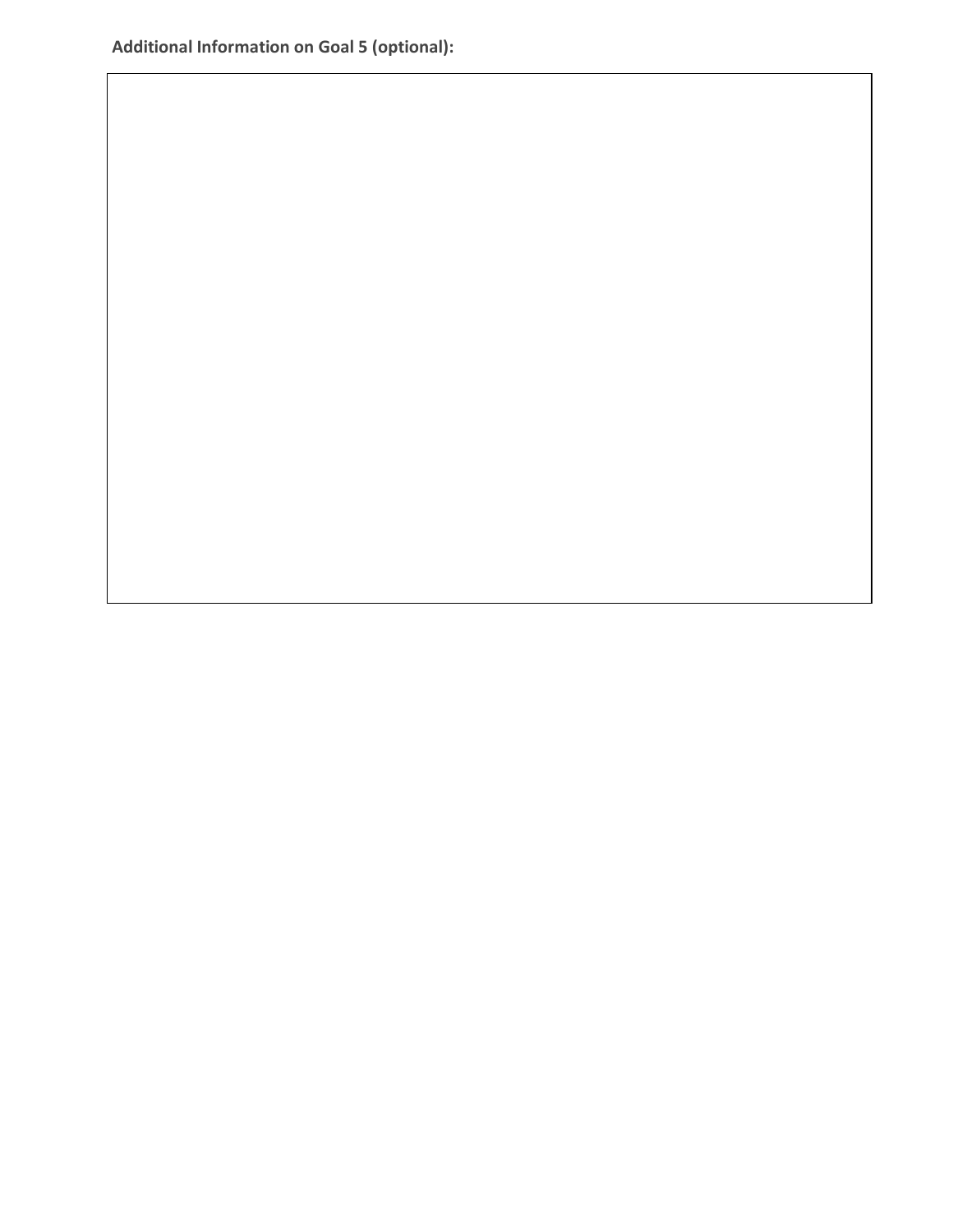**Additional Information on Goal 5 (optional):**